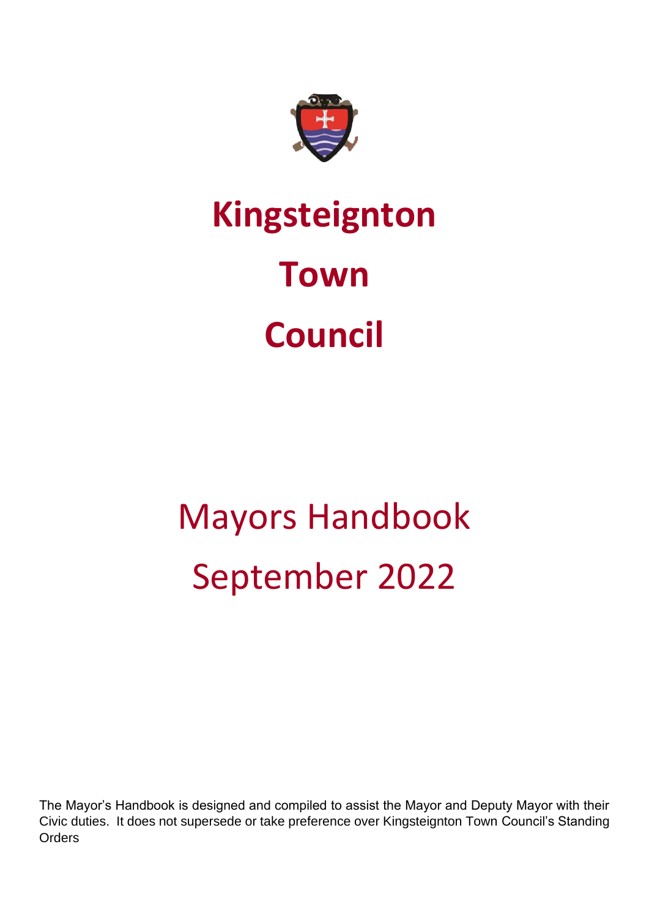# Kingsteignton Town Council

## Mayors Handbook
## September 2022

The Mayor's Handbook is designed and compiled to assist the Mayor and Deputy Mayor with their Civic duties. It does not supersede or take preference over Kingsteignton Town Council's Standing Orders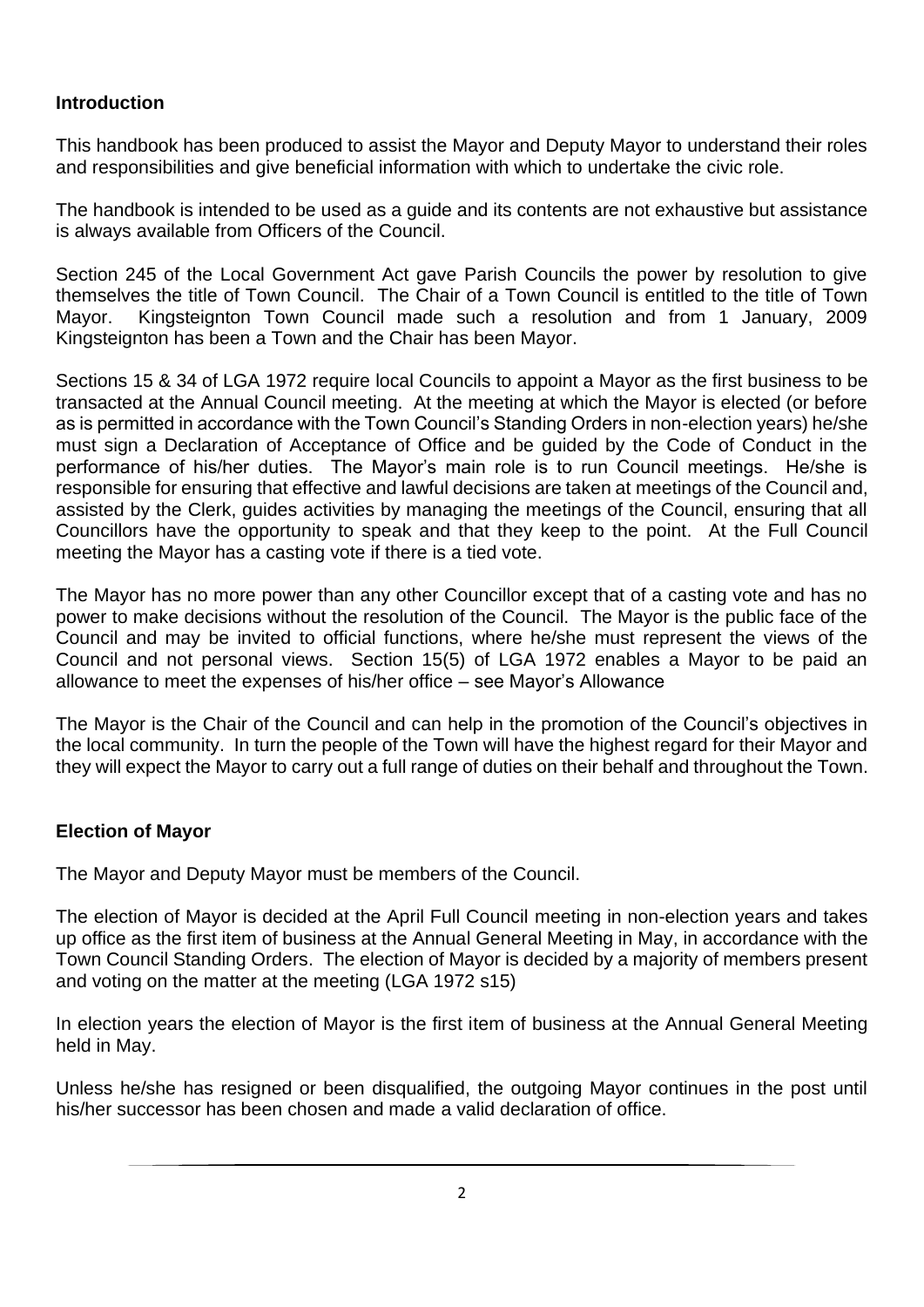## Introduction

This handbook has been produced to assist the Mayor and Deputy Mayor to understand their roles and responsibilities and give beneficial information with which to undertake the civic role.

The handbook is intended to be used as a guide and its contents are not exhaustive but assistance is always available from Officers of the Council.

Section 245 of the Local Government Act gave Parish Councils the power by resolution to give themselves the title of Town Council. The Chair of a Town Council is entitled to the title of Town Mayor. Kingsteignton Town Council made such a resolution and from 1 January, 2009 Kingsteignton has been a Town and the Chair has been Mayor.

Sections 15 & 34 of LGA 1972 require local Councils to appoint a Mayor as the first business to be transacted at the Annual Council meeting. At the meeting at which the Mayor is elected (or before as is permitted in accordance with the Town Council's Standing Orders in non-election years) he/she must sign a Declaration of Acceptance of Office and be guided by the Code of Conduct in the performance of his/her duties. The Mayor's main role is to run Council meetings. He/she is responsible for ensuring that effective and lawful decisions are taken at meetings of the Council and, assisted by the Clerk, guides activities by managing the meetings of the Council, ensuring that all Councillors have the opportunity to speak and that they keep to the point. At the Full Council meeting the Mayor has a casting vote if there is a tied vote.

The Mayor has no more power than any other Councillor except that of a casting vote and has no power to make decisions without the resolution of the Council. The Mayor is the public face of the Council and may be invited to official functions, where he/she must represent the views of the Council and not personal views. Section 15(5) of LGA 1972 enables a Mayor to be paid an allowance to meet the expenses of his/her office – see Mayor's Allowance

The Mayor is the Chair of the Council and can help in the promotion of the Council's objectives in the local community. In turn the people of the Town will have the highest regard for their Mayor and they will expect the Mayor to carry out a full range of duties on their behalf and throughout the Town.

## Election of Mayor

The Mayor and Deputy Mayor must be members of the Council.

The election of Mayor is decided at the April Full Council meeting in non-election years and takes up office as the first item of business at the Annual General Meeting in May, in accordance with the Town Council Standing Orders. The election of Mayor is decided by a majority of members present and voting on the matter at the meeting (LGA 1972 s15)

In election years the election of Mayor is the first item of business at the Annual General Meeting held in May.

Unless he/she has resigned or been disqualified, the outgoing Mayor continues in the post until his/her successor has been chosen and made a valid declaration of office.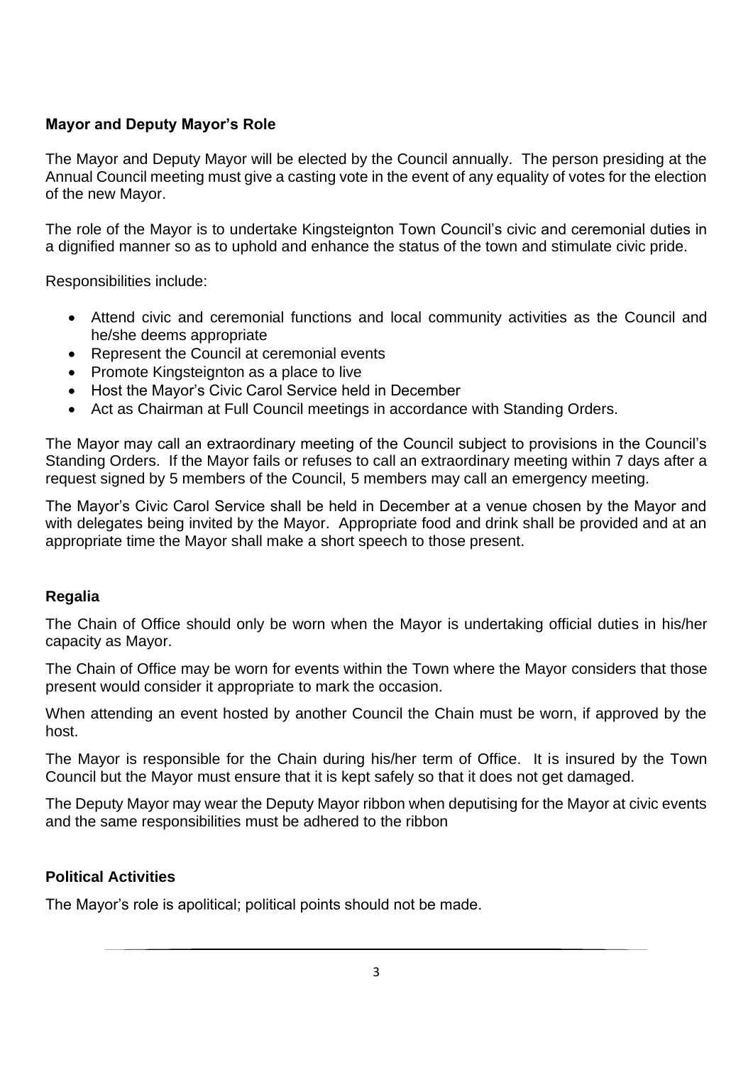**Mayor and Deputy Mayor's Role**

The Mayor and Deputy Mayor will be elected by the Council annually. The person presiding at the Annual Council meeting must give a casting vote in the event of any equality of votes for the election of the new Mayor.

The role of the Mayor is to undertake Kingsteignton Town Council's civic and ceremonial duties in a dignified manner so as to uphold and enhance the status of the town and stimulate civic pride.

Responsibilities include:

- Attend civic and ceremonial functions and local community activities as the Council and he/she deems appropriate
- Represent the Council at ceremonial events
- Promote Kingsteignton as a place to live
- Host the Mayor's Civic Carol Service held in December
- Act as Chairman at Full Council meetings in accordance with Standing Orders.

The Mayor may call an extraordinary meeting of the Council subject to provisions in the Council's Standing Orders. If the Mayor fails or refuses to call an extraordinary meeting within 7 days after a request signed by 5 members of the Council, 5 members may call an emergency meeting.

The Mayor's Civic Carol Service shall be held in December at a venue chosen by the Mayor and with delegates being invited by the Mayor. Appropriate food and drink shall be provided and at an appropriate time the Mayor shall make a short speech to those present.

**Regalia**

The Chain of Office should only be worn when the Mayor is undertaking official duties in his/her capacity as Mayor.

The Chain of Office may be worn for events within the Town where the Mayor considers that those present would consider it appropriate to mark the occasion.

When attending an event hosted by another Council the Chain must be worn, if approved by the host.

The Mayor is responsible for the Chain during his/her term of Office. It is insured by the Town Council but the Mayor must ensure that it is kept safely so that it does not get damaged.

The Deputy Mayor may wear the Deputy Mayor ribbon when deputising for the Mayor at civic events and the same responsibilities must be adhered to the ribbon

**Political Activities**

The Mayor's role is apolitical; political points should not be made.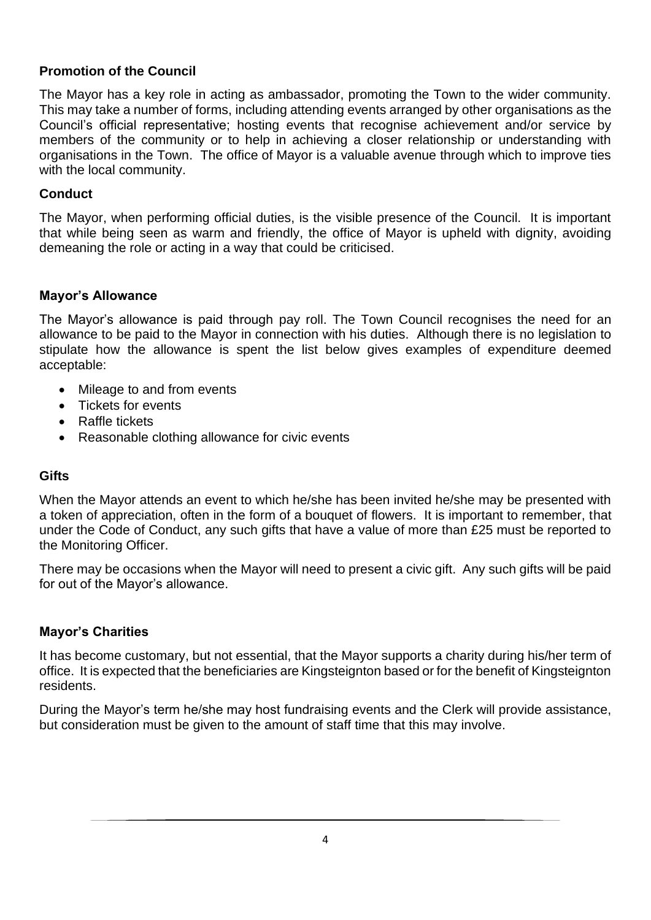**Promotion of the Council**

The Mayor has a key role in acting as ambassador, promoting the Town to the wider community. This may take a number of forms, including attending events arranged by other organisations as the Council's official representative; hosting events that recognise achievement and/or service by members of the community or to help in achieving a closer relationship or understanding with organisations in the Town. The office of Mayor is a valuable avenue through which to improve ties with the local community.

**Conduct**

The Mayor, when performing official duties, is the visible presence of the Council. It is important that while being seen as warm and friendly, the office of Mayor is upheld with dignity, avoiding demeaning the role or acting in a way that could be criticised.

**Mayor's Allowance**

The Mayor's allowance is paid through pay roll. The Town Council recognises the need for an allowance to be paid to the Mayor in connection with his duties. Although there is no legislation to stipulate how the allowance is spent the list below gives examples of expenditure deemed acceptable:

- Mileage to and from events
- Tickets for events
- Raffle tickets
- Reasonable clothing allowance for civic events

**Gifts**

When the Mayor attends an event to which he/she has been invited he/she may be presented with a token of appreciation, often in the form of a bouquet of flowers. It is important to remember, that under the Code of Conduct, any such gifts that have a value of more than £25 must be reported to the Monitoring Officer.

There may be occasions when the Mayor will need to present a civic gift. Any such gifts will be paid for out of the Mayor's allowance.

**Mayor's Charities**

It has become customary, but not essential, that the Mayor supports a charity during his/her term of office. It is expected that the beneficiaries are Kingsteignton based or for the benefit of Kingsteignton residents.

During the Mayor's term he/she may host fundraising events and the Clerk will provide assistance, but consideration must be given to the amount of staff time that this may involve.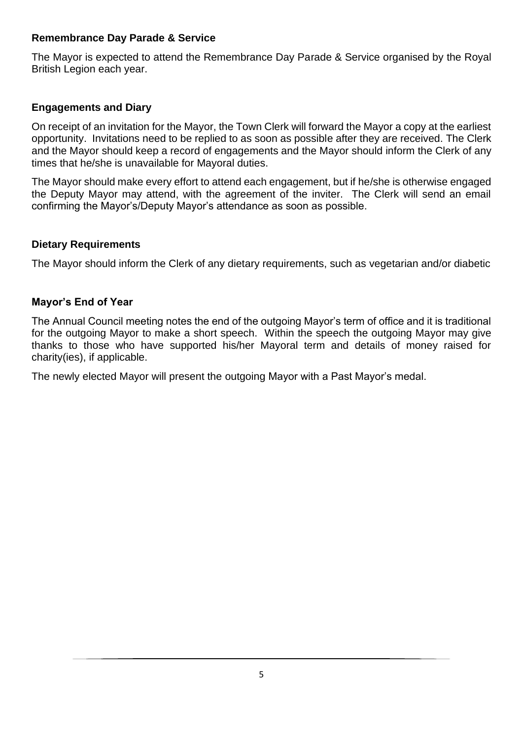### Remembrance Day Parade & Service

The Mayor is expected to attend the Remembrance Day Parade & Service organised by the Royal British Legion each year.

### Engagements and Diary

On receipt of an invitation for the Mayor, the Town Clerk will forward the Mayor a copy at the earliest opportunity. Invitations need to be replied to as soon as possible after they are received. The Clerk and the Mayor should keep a record of engagements and the Mayor should inform the Clerk of any times that he/she is unavailable for Mayoral duties.

The Mayor should make every effort to attend each engagement, but if he/she is otherwise engaged the Deputy Mayor may attend, with the agreement of the inviter. The Clerk will send an email confirming the Mayor's/Deputy Mayor's attendance as soon as possible.

### Dietary Requirements

The Mayor should inform the Clerk of any dietary requirements, such as vegetarian and/or diabetic

### Mayor's End of Year

The Annual Council meeting notes the end of the outgoing Mayor's term of office and it is traditional for the outgoing Mayor to make a short speech. Within the speech the outgoing Mayor may give thanks to those who have supported his/her Mayoral term and details of money raised for charity(ies), if applicable.

The newly elected Mayor will present the outgoing Mayor with a Past Mayor's medal.